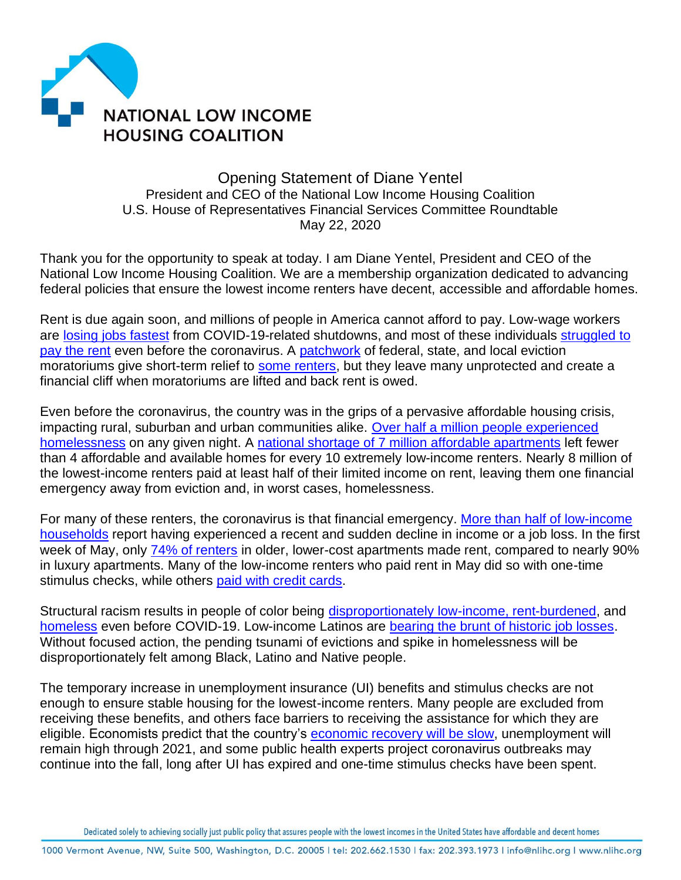NATIONAL LOW INCOME HOUSING COALITION

# Opening Statement of Diane Yentel

President and CEO of the National Low Income Housing Coalition
U.S. House of Representatives Financial Services Committee Roundtable
May 22, 2020

Thank you for the opportunity to speak at today. I am Diane Yentel, President and CEO of the National Low Income Housing Coalition. We are a membership organization dedicated to advancing federal policies that ensure the lowest income renters have decent, accessible and affordable homes.

Rent is due again soon, and millions of people in America cannot afford to pay. Low-wage workers are losing jobs fastest from COVID-19-related shutdowns, and most of these individuals struggled to pay the rent even before the coronavirus. A patchwork of federal, state, and local eviction moratoriums give short-term relief to some renters, but they leave many unprotected and create a financial cliff when moratoriums are lifted and back rent is owed.

Even before the coronavirus, the country was in the grips of a pervasive affordable housing crisis, impacting rural, suburban and urban communities alike. Over half a million people experienced homelessness on any given night. A national shortage of 7 million affordable apartments left fewer than 4 affordable and available homes for every 10 extremely low-income renters. Nearly 8 million of the lowest-income renters paid at least half of their limited income on rent, leaving them one financial emergency away from eviction and, in worst cases, homelessness.

For many of these renters, the coronavirus is that financial emergency. More than half of low-income households report having experienced a recent and sudden decline in income or a job loss. In the first week of May, only 74% of renters in older, lower-cost apartments made rent, compared to nearly 90% in luxury apartments. Many of the low-income renters who paid rent in May did so with one-time stimulus checks, while others paid with credit cards.

Structural racism results in people of color being disproportionately low-income, rent-burdened, and homeless even before COVID-19. Low-income Latinos are bearing the brunt of historic job losses. Without focused action, the pending tsunami of evictions and spike in homelessness will be disproportionately felt among Black, Latino and Native people.

The temporary increase in unemployment insurance (UI) benefits and stimulus checks are not enough to ensure stable housing for the lowest-income renters. Many people are excluded from receiving these benefits, and others face barriers to receiving the assistance for which they are eligible. Economists predict that the country's economic recovery will be slow, unemployment will remain high through 2021, and some public health experts project coronavirus outbreaks may continue into the fall, long after UI has expired and one-time stimulus checks have been spent.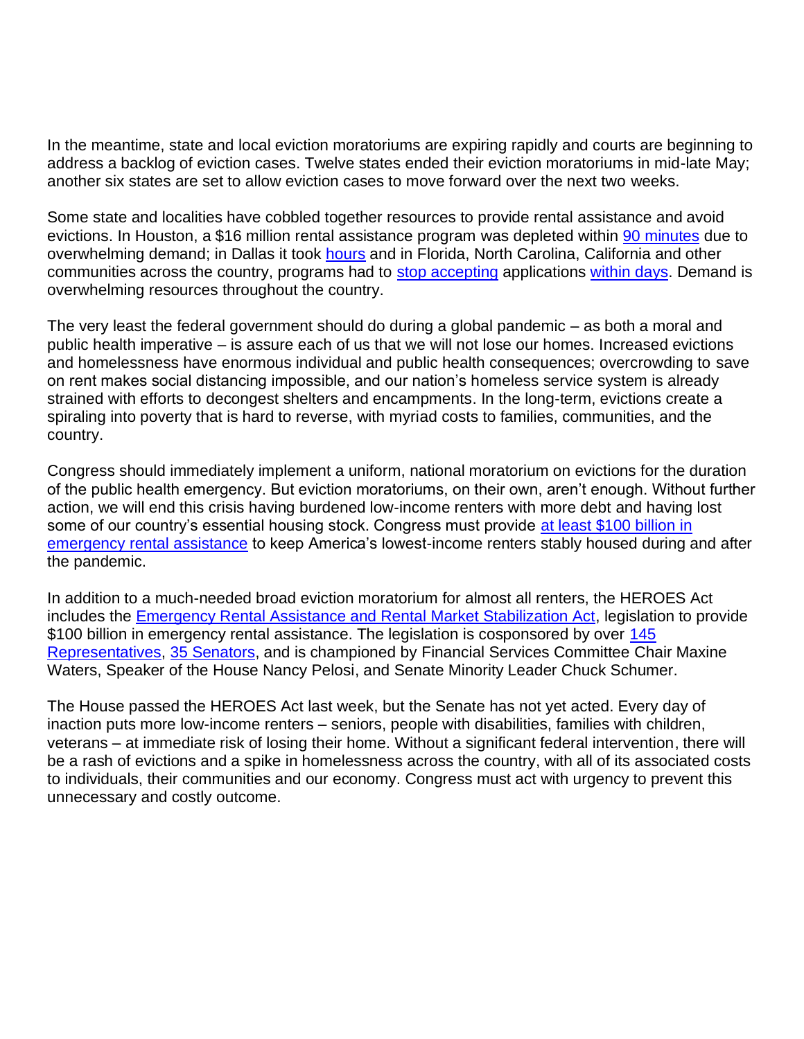In the meantime, state and local eviction moratoriums are expiring rapidly and courts are beginning to address a backlog of eviction cases. Twelve states ended their eviction moratoriums in mid-late May; another six states are set to allow eviction cases to move forward over the next two weeks.

Some state and localities have cobbled together resources to provide rental assistance and avoid evictions. In Houston, a $16 million rental assistance program was depleted within 90 minutes due to overwhelming demand; in Dallas it took hours and in Florida, North Carolina, California and other communities across the country, programs had to stop accepting applications within days. Demand is overwhelming resources throughout the country.

The very least the federal government should do during a global pandemic – as both a moral and public health imperative – is assure each of us that we will not lose our homes. Increased evictions and homelessness have enormous individual and public health consequences; overcrowding to save on rent makes social distancing impossible, and our nation's homeless service system is already strained with efforts to decongest shelters and encampments. In the long-term, evictions create a spiraling into poverty that is hard to reverse, with myriad costs to families, communities, and the country.

Congress should immediately implement a uniform, national moratorium on evictions for the duration of the public health emergency. But eviction moratoriums, on their own, aren't enough. Without further action, we will end this crisis having burdened low-income renters with more debt and having lost some of our country's essential housing stock. Congress must provide at least $100 billion in emergency rental assistance to keep America's lowest-income renters stably housed during and after the pandemic.

In addition to a much-needed broad eviction moratorium for almost all renters, the HEROES Act includes the Emergency Rental Assistance and Rental Market Stabilization Act, legislation to provide $100 billion in emergency rental assistance. The legislation is cosponsored by over 145 Representatives, 35 Senators, and is championed by Financial Services Committee Chair Maxine Waters, Speaker of the House Nancy Pelosi, and Senate Minority Leader Chuck Schumer.

The House passed the HEROES Act last week, but the Senate has not yet acted. Every day of inaction puts more low-income renters – seniors, people with disabilities, families with children, veterans – at immediate risk of losing their home. Without a significant federal intervention, there will be a rash of evictions and a spike in homelessness across the country, with all of its associated costs to individuals, their communities and our economy. Congress must act with urgency to prevent this unnecessary and costly outcome.